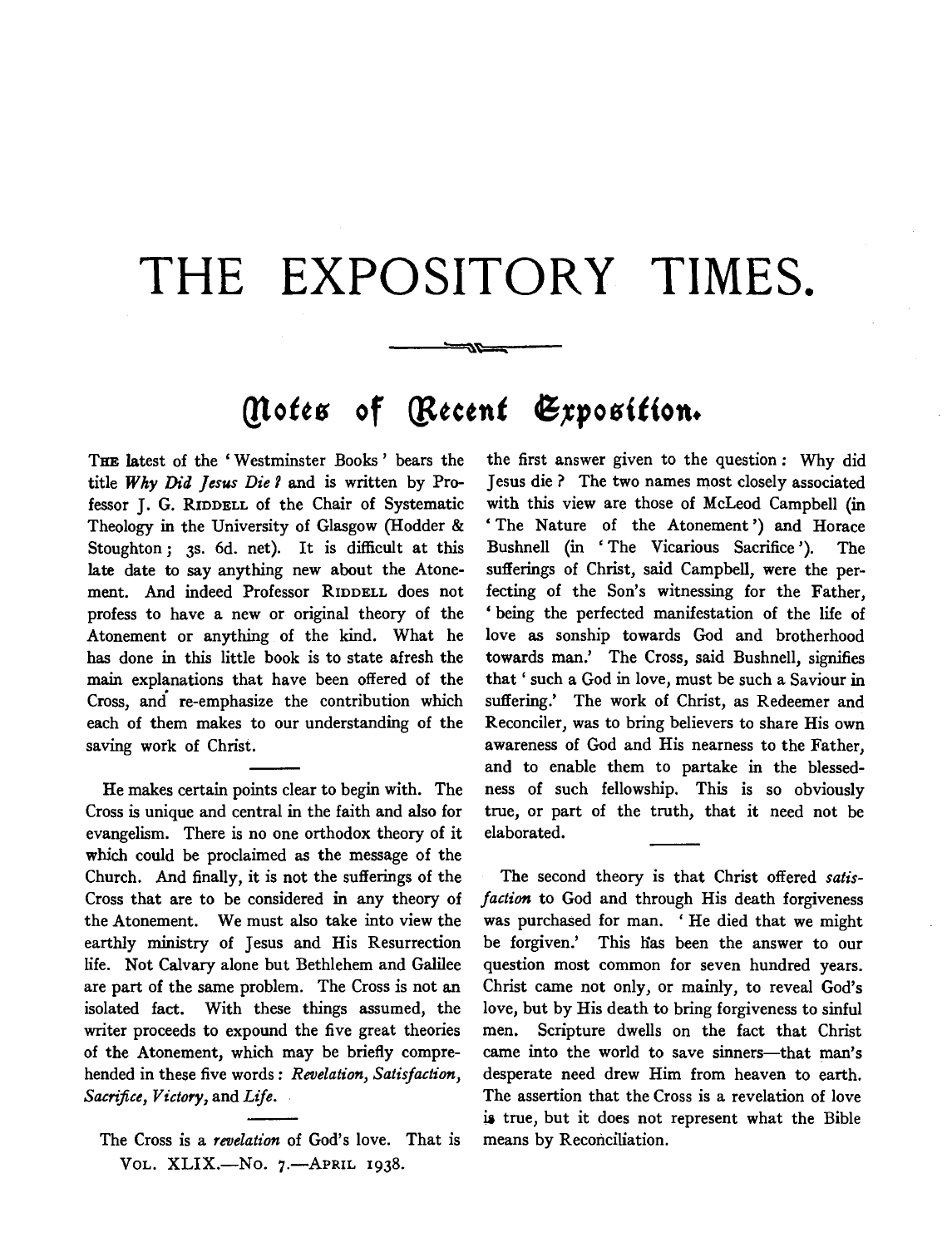// Main title
# THE EXPOSITORY TIMES.

## Notes of Recent Exposition.

THE latest of the 'Westminster Books' bears the title *Why Did Jesus Die?* and is written by Professor J. G. RIDDELL of the Chair of Systematic Theology in the University of Glasgow (Hodder & Stoughton; 3s. 6d. net). It is difficult at this late date to say anything new about the Atonement. And indeed Professor RIDDELL does not profess to have a new or original theory of the Atonement or anything of the kind. What he has done in this little book is to state afresh the main explanations that have been offered of the Cross, and re-emphasize the contribution which each of them makes to our understanding of the saving work of Christ.

He makes certain points clear to begin with. The Cross is unique and central in the faith and also for evangelism. There is no one orthodox theory of it which could be proclaimed as the message of the Church. And finally, it is not the sufferings of the Cross that are to be considered in any theory of the Atonement. We must also take into view the earthly ministry of Jesus and His Resurrection life. Not Calvary alone but Bethlehem and Galilee are part of the same problem. The Cross is not an isolated fact. With these things assumed, the writer proceeds to expound the five great theories of the Atonement, which may be briefly comprehended in these five words: *Revelation, Satisfaction, Sacrifice, Victory,* and *Life.*

The Cross is a *revelation* of God's love. That is the first answer given to the question: Why did Jesus die? The two names most closely associated with this view are those of McLeod Campbell (in 'The Nature of the Atonement') and Horace Bushnell (in 'The Vicarious Sacrifice'). The sufferings of Christ, said Campbell, were the perfecting of the Son's witnessing for the Father, 'being the perfected manifestation of the life of love as sonship towards God and brotherhood towards man.' The Cross, said Bushnell, signifies that 'such a God in love, must be such a Saviour in suffering.' The work of Christ, as Redeemer and Reconciler, was to bring believers to share His own awareness of God and His nearness to the Father, and to enable them to partake in the blessedness of such fellowship. This is so obviously true, or part of the truth, that it need not be elaborated.

The second theory is that Christ offered *satisfaction* to God and through His death forgiveness was purchased for man. 'He died that we might be forgiven.' This has been the answer to our question most common for seven hundred years. Christ came not only, or mainly, to reveal God's love, but by His death to bring forgiveness to sinful men. Scripture dwells on the fact that Christ came into the world to save sinners—that man's desperate need drew Him from heaven to earth. The assertion that the Cross is a revelation of love is true, but it does not represent what the Bible means by Reconciliation.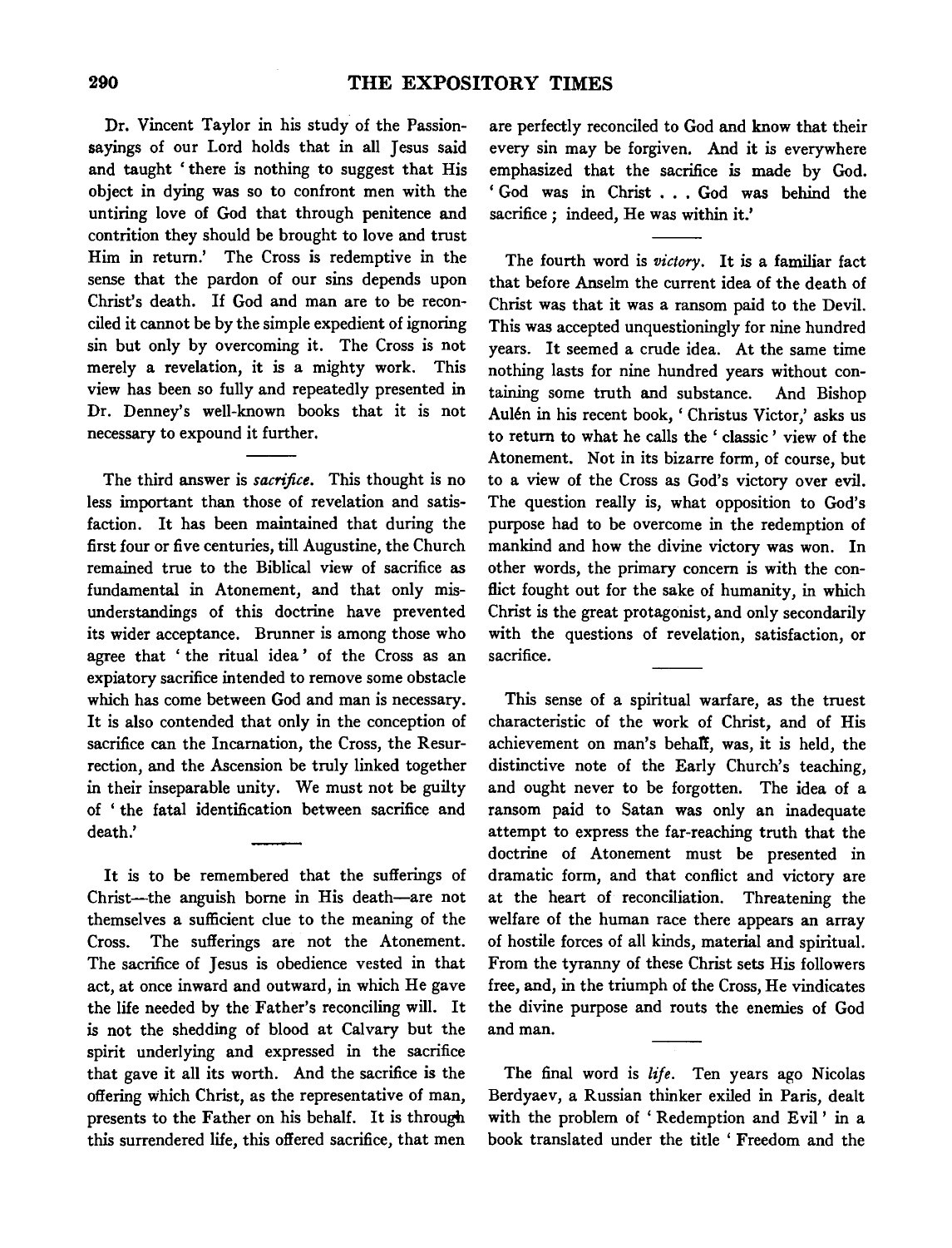Dr. Vincent Taylor in his study of the Passion-sayings of our Lord holds that in all Jesus said and taught 'there is nothing to suggest that His object in dying was so to confront men with the untiring love of God that through penitence and contrition they should be brought to love and trust Him in return.' The Cross is redemptive in the sense that the pardon of our sins depends upon Christ's death. If God and man are to be reconciled it cannot be by the simple expedient of ignoring sin but only by overcoming it. The Cross is not merely a revelation, it is a mighty work. This view has been so fully and repeatedly presented in Dr. Denney's well-known books that it is not necessary to expound it further.

The third answer is *sacrifice*. This thought is no less important than those of revelation and satisfaction. It has been maintained that during the first four or five centuries, till Augustine, the Church remained true to the Biblical view of sacrifice as fundamental in Atonement, and that only misunderstandings of this doctrine have prevented its wider acceptance. Brunner is among those who agree that 'the ritual idea' of the Cross as an expiatory sacrifice intended to remove some obstacle which has come between God and man is necessary. It is also contended that only in the conception of sacrifice can the Incarnation, the Cross, the Resurrection, and the Ascension be truly linked together in their inseparable unity. We must not be guilty of 'the fatal identification between sacrifice and death.'

It is to be remembered that the sufferings of Christ—the anguish borne in His death—are not themselves a sufficient clue to the meaning of the Cross. The sufferings are not the Atonement. The sacrifice of Jesus is obedience vested in that act, at once inward and outward, in which He gave the life needed by the Father's reconciling will. It is not the shedding of blood at Calvary but the spirit underlying and expressed in the sacrifice that gave it all its worth. And the sacrifice is the offering which Christ, as the representative of man, presents to the Father on his behalf. It is through this surrendered life, this offered sacrifice, that men are perfectly reconciled to God and know that their every sin may be forgiven. And it is everywhere emphasized that the sacrifice is made by God. 'God was in Christ . . . God was behind the sacrifice; indeed, He was within it.'

The fourth word is *victory*. It is a familiar fact that before Anselm the current idea of the death of Christ was that it was a ransom paid to the Devil. This was accepted unquestioningly for nine hundred years. It seemed a crude idea. At the same time nothing lasts for nine hundred years without containing some truth and substance. And Bishop Aulén in his recent book, 'Christus Victor,' asks us to return to what he calls the 'classic' view of the Atonement. Not in its bizarre form, of course, but to a view of the Cross as God's victory over evil. The question really is, what opposition to God's purpose had to be overcome in the redemption of mankind and how the divine victory was won. In other words, the primary concern is with the conflict fought out for the sake of humanity, in which Christ is the great protagonist, and only secondarily with the questions of revelation, satisfaction, or sacrifice.

This sense of a spiritual warfare, as the truest characteristic of the work of Christ, and of His achievement on man's behalf, was, it is held, the distinctive note of the Early Church's teaching, and ought never to be forgotten. The idea of a ransom paid to Satan was only an inadequate attempt to express the far-reaching truth that the doctrine of Atonement must be presented in dramatic form, and that conflict and victory are at the heart of reconciliation. Threatening the welfare of the human race there appears an array of hostile forces of all kinds, material and spiritual. From the tyranny of these Christ sets His followers free, and, in the triumph of the Cross, He vindicates the divine purpose and routs the enemies of God and man.

The final word is *life*. Ten years ago Nicolas Berdyaev, a Russian thinker exiled in Paris, dealt with the problem of 'Redemption and Evil' in a book translated under the title 'Freedom and the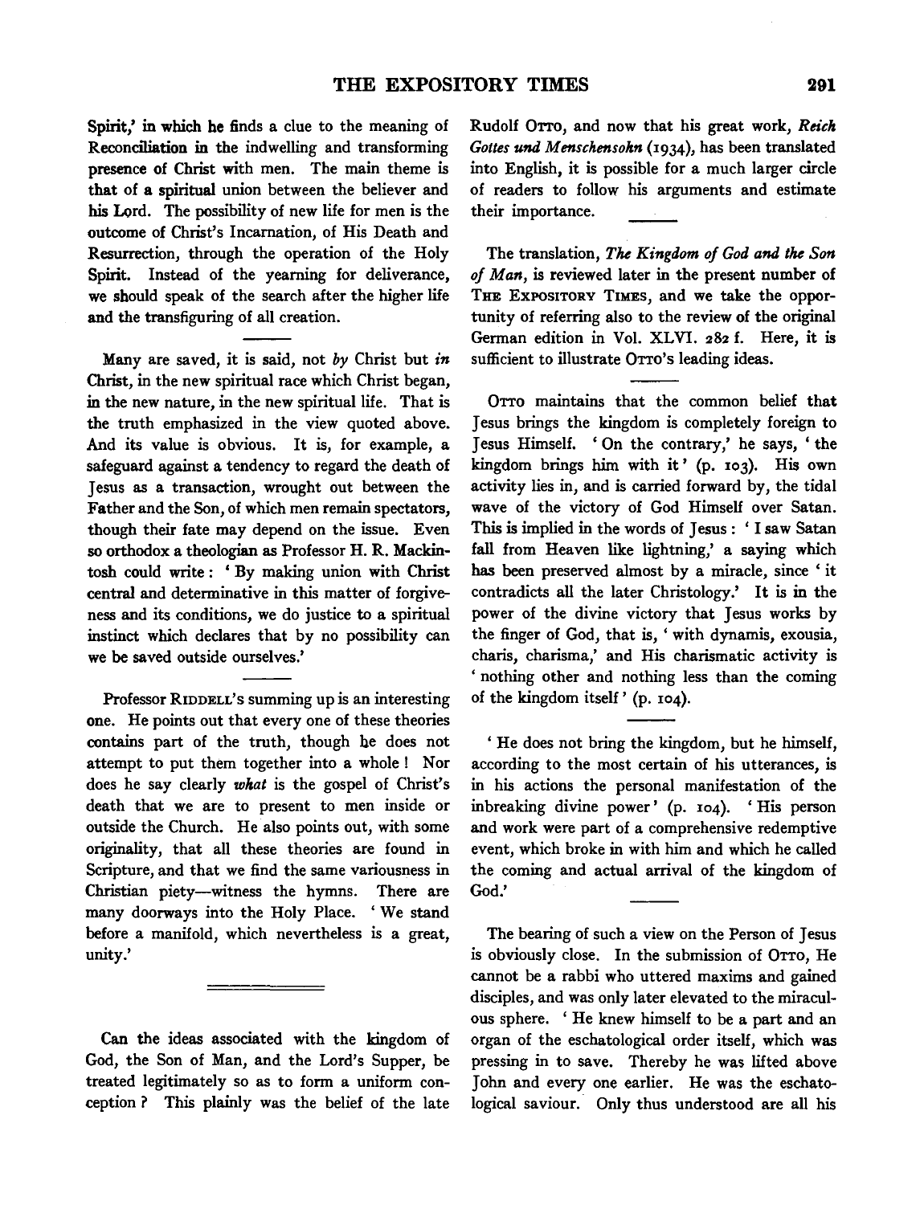Spirit,' in which he finds a clue to the meaning of Reconciliation in the indwelling and transforming presence of Christ with men. The main theme is that of a spiritual union between the believer and his Lord. The possibility of new life for men is the outcome of Christ's Incarnation, of His Death and Resurrection, through the operation of the Holy Spirit. Instead of the yearning for deliverance, we should speak of the search after the higher life and the transfiguring of all creation.

Many are saved, it is said, not *by* Christ but *in* Christ, in the new spiritual race which Christ began, in the new nature, in the new spiritual life. That is the truth emphasized in the view quoted above. And its value is obvious. It is, for example, a safeguard against a tendency to regard the death of Jesus as a transaction, wrought out between the Father and the Son, of which men remain spectators, though their fate may depend on the issue. Even so orthodox a theologian as Professor H. R. Mackintosh could write: 'By making union with Christ central and determinative in this matter of forgiveness and its conditions, we do justice to a spiritual instinct which declares that by no possibility can we be saved outside ourselves.'

Professor RIDDELL's summing up is an interesting one. He points out that every one of these theories contains part of the truth, though he does not attempt to put them together into a whole! Nor does he say clearly *what* is the gospel of Christ's death that we are to present to men inside or outside the Church. He also points out, with some originality, that all these theories are found in Scripture, and that we find the same variousness in Christian piety—witness the hymns. There are many doorways into the Holy Place. 'We stand before a manifold, which nevertheless is a great, unity.'

---

Can the ideas associated with the kingdom of God, the Son of Man, and the Lord's Supper, be treated legitimately so as to form a uniform conception? This plainly was the belief of the late Rudolf OTTO, and now that his great work, *Reich Gottes und Menschensohn* (1934), has been translated into English, it is possible for a much larger circle of readers to follow his arguments and estimate their importance.

The translation, *The Kingdom of God and the Son of Man*, is reviewed later in the present number of THE EXPOSITORY TIMES, and we take the opportunity of referring also to the review of the original German edition in Vol. XLVI. 282 f. Here, it is sufficient to illustrate OTTO's leading ideas.

OTTO maintains that the common belief that Jesus brings the kingdom is completely foreign to Jesus Himself. 'On the contrary,' he says, 'the kingdom brings him with it' (p. 103). His own activity lies in, and is carried forward by, the tidal wave of the victory of God Himself over Satan. This is implied in the words of Jesus: 'I saw Satan fall from Heaven like lightning,' a saying which has been preserved almost by a miracle, since 'it contradicts all the later Christology.' It is in the power of the divine victory that Jesus works by the finger of God, that is, 'with dynamis, exousia, charis, charisma,' and His charismatic activity is 'nothing other and nothing less than the coming of the kingdom itself' (p. 104).

'He does not bring the kingdom, but he himself, according to the most certain of his utterances, is in his actions the personal manifestation of the inbreaking divine power' (p. 104). 'His person and work were part of a comprehensive redemptive event, which broke in with him and which he called the coming and actual arrival of the kingdom of God.'

The bearing of such a view on the Person of Jesus is obviously close. In the submission of OTTO, He cannot be a rabbi who uttered maxims and gained disciples, and was only later elevated to the miraculous sphere. 'He knew himself to be a part and an organ of the eschatological order itself, which was pressing in to save. Thereby he was lifted above John and every one earlier. He was the eschatological saviour. Only thus understood are all his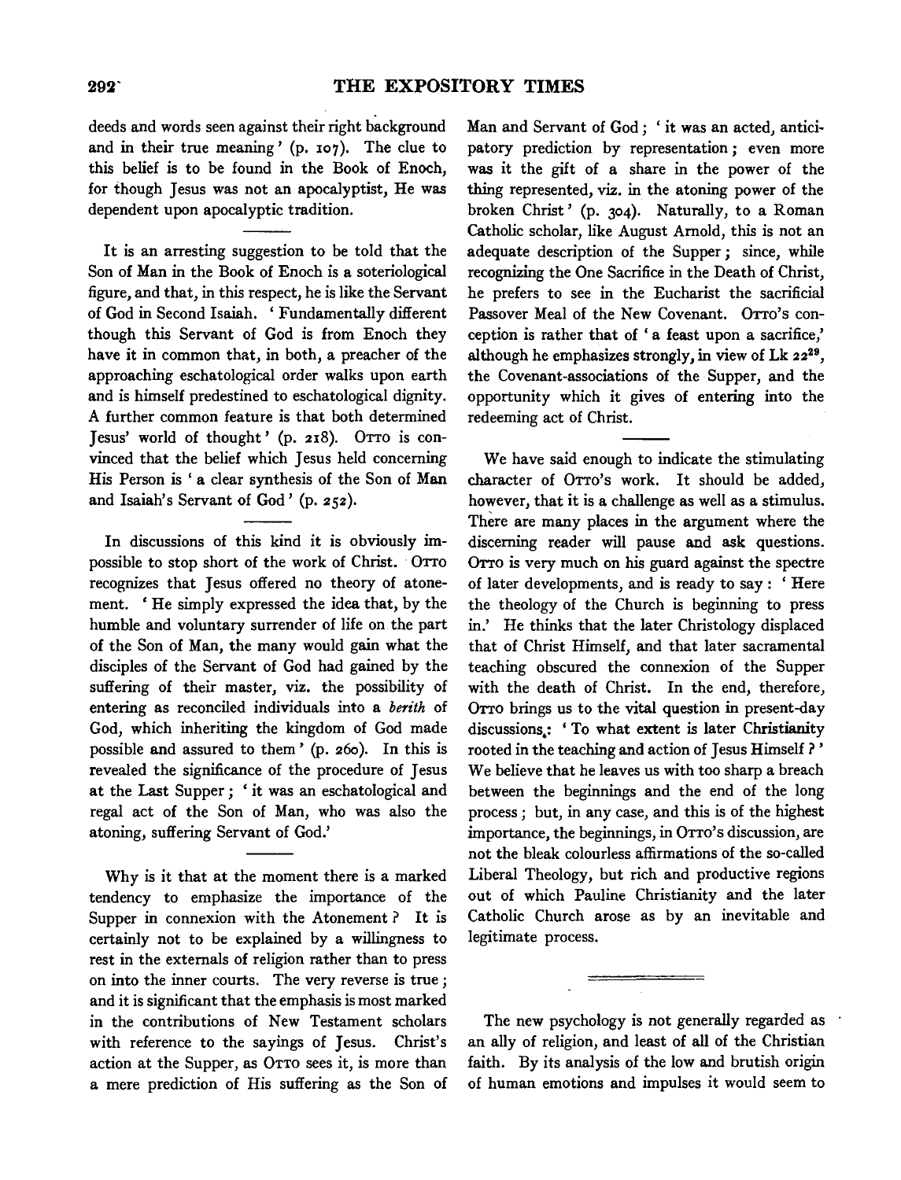deeds and words seen against their right background and in their true meaning' (p. 107). The clue to this belief is to be found in the Book of Enoch, for though Jesus was not an apocalyptist, He was dependent upon apocalyptic tradition.

It is an arresting suggestion to be told that the Son of Man in the Book of Enoch is a soteriological figure, and that, in this respect, he is like the Servant of God in Second Isaiah. 'Fundamentally different though this Servant of God is from Enoch they have it in common that, in both, a preacher of the approaching eschatological order walks upon earth and is himself predestined to eschatological dignity. A further common feature is that both determined Jesus' world of thought' (p. 218). OTTO is convinced that the belief which Jesus held concerning His Person is 'a clear synthesis of the Son of Man and Isaiah's Servant of God' (p. 252).

In discussions of this kind it is obviously impossible to stop short of the work of Christ. OTTO recognizes that Jesus offered no theory of atonement. 'He simply expressed the idea that, by the humble and voluntary surrender of life on the part of the Son of Man, the many would gain what the disciples of the Servant of God had gained by the suffering of their master, viz. the possibility of entering as reconciled individuals into a *berith* of God, which inheriting the kingdom of God made possible and assured to them' (p. 260). In this is revealed the significance of the procedure of Jesus at the Last Supper; 'it was an eschatological and regal act of the Son of Man, who was also the atoning, suffering Servant of God.'

Why is it that at the moment there is a marked tendency to emphasize the importance of the Supper in connexion with the Atonement? It is certainly not to be explained by a willingness to rest in the externals of religion rather than to press on into the inner courts. The very reverse is true; and it is significant that the emphasis is most marked in the contributions of New Testament scholars with reference to the sayings of Jesus. Christ's action at the Supper, as OTTO sees it, is more than a mere prediction of His suffering as the Son of Man and Servant of God; 'it was an acted, anticipatory prediction by representation; even more was it the gift of a share in the power of the thing represented, viz. in the atoning power of the broken Christ' (p. 304). Naturally, to a Roman Catholic scholar, like August Arnold, this is not an adequate description of the Supper; since, while recognizing the One Sacrifice in the Death of Christ, he prefers to see in the Eucharist the sacrificial Passover Meal of the New Covenant. OTTO's conception is rather that of 'a feast upon a sacrifice,' although he emphasizes strongly, in view of Lk 22[29], the Covenant-associations of the Supper, and the opportunity which it gives of entering into the redeeming act of Christ.

We have said enough to indicate the stimulating character of OTTO's work. It should be added, however, that it is a challenge as well as a stimulus. There are many places in the argument where the discerning reader will pause and ask questions. OTTO is very much on his guard against the spectre of later developments, and is ready to say: 'Here the theology of the Church is beginning to press in.' He thinks that the later Christology displaced that of Christ Himself, and that later sacramental teaching obscured the connexion of the Supper with the death of Christ. In the end, therefore, OTTO brings us to the vital question in present-day discussions: 'To what extent is later Christianity rooted in the teaching and action of Jesus Himself?' We believe that he leaves us with too sharp a breach between the beginnings and the end of the long process; but, in any case, and this is of the highest importance, the beginnings, in OTTO's discussion, are not the bleak colourless affirmations of the so-called Liberal Theology, but rich and productive regions out of which Pauline Christianity and the later Catholic Church arose as by an inevitable and legitimate process.

---

The new psychology is not generally regarded as an ally of religion, and least of all of the Christian faith. By its analysis of the low and brutish origin of human emotions and impulses it would seem to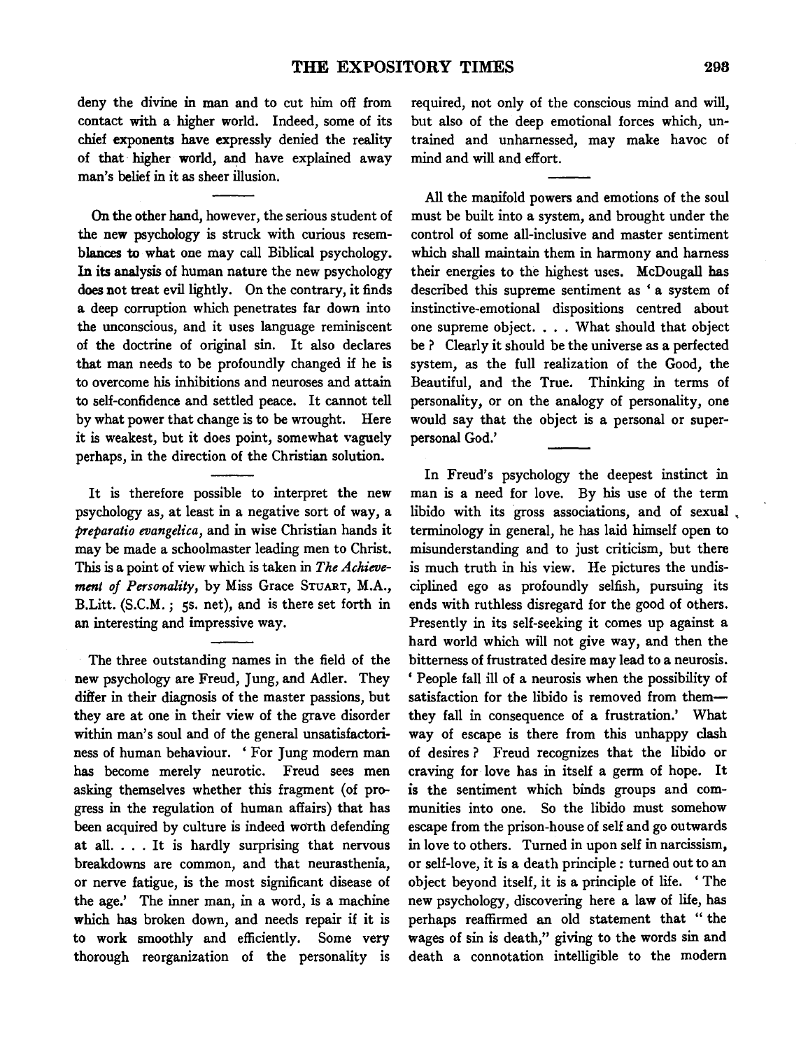deny the divine in man and to cut him off from contact with a higher world. Indeed, some of its chief exponents have expressly denied the reality of that higher world, and have explained away man's belief in it as sheer illusion.

On the other hand, however, the serious student of the new psychology is struck with curious resemblances to what one may call Biblical psychology. In its analysis of human nature the new psychology does not treat evil lightly. On the contrary, it finds a deep corruption which penetrates far down into the unconscious, and it uses language reminiscent of the doctrine of original sin. It also declares that man needs to be profoundly changed if he is to overcome his inhibitions and neuroses and attain to self-confidence and settled peace. It cannot tell by what power that change is to be wrought. Here it is weakest, but it does point, somewhat vaguely perhaps, in the direction of the Christian solution.

It is therefore possible to interpret the new psychology as, at least in a negative sort of way, a *preparatio evangelica*, and in wise Christian hands it may be made a schoolmaster leading men to Christ. This is a point of view which is taken in *The Achievement of Personality*, by Miss Grace STUART, M.A., B.Litt. (S.C.M.; 5s. net), and is there set forth in an interesting and impressive way.

The three outstanding names in the field of the new psychology are Freud, Jung, and Adler. They differ in their diagnosis of the master passions, but they are at one in their view of the grave disorder within man's soul and of the general unsatisfactoriness of human behaviour. 'For Jung modern man has become merely neurotic. Freud sees men asking themselves whether this fragment (of progress in the regulation of human affairs) that has been acquired by culture is indeed worth defending at all. . . . It is hardly surprising that nervous breakdowns are common, and that neurasthenia, or nerve fatigue, is the most significant disease of the age.' The inner man, in a word, is a machine which has broken down, and needs repair if it is to work smoothly and efficiently. Some very thorough reorganization of the personality is required, not only of the conscious mind and will, but also of the deep emotional forces which, untrained and unharnessed, may make havoc of mind and will and effort.

All the manifold powers and emotions of the soul must be built into a system, and brought under the control of some all-inclusive and master sentiment which shall maintain them in harmony and harness their energies to the highest uses. McDougall has described this supreme sentiment as 'a system of instinctive-emotional dispositions centred about one supreme object. . . . What should that object be? Clearly it should be the universe as a perfected system, as the full realization of the Good, the Beautiful, and the True. Thinking in terms of personality, or on the analogy of personality, one would say that the object is a personal or superpersonal God.'

In Freud's psychology the deepest instinct in man is a need for love. By his use of the term libido with its gross associations, and of sexual terminology in general, he has laid himself open to misunderstanding and to just criticism, but there is much truth in his view. He pictures the undisciplined ego as profoundly selfish, pursuing its ends with ruthless disregard for the good of others. Presently in its self-seeking it comes up against a hard world which will not give way, and then the bitterness of frustrated desire may lead to a neurosis. 'People fall ill of a neurosis when the possibility of satisfaction for the libido is removed from them—they fall in consequence of a frustration.' What way of escape is there from this unhappy clash of desires? Freud recognizes that the libido or craving for love has in itself a germ of hope. It is the sentiment which binds groups and communities into one. So the libido must somehow escape from the prison-house of self and go outwards in love to others. Turned in upon self in narcissism, or self-love, it is a death principle: turned out to an object beyond itself, it is a principle of life. 'The new psychology, discovering here a law of life, has perhaps reaffirmed an old statement that "the wages of sin is death," giving to the words sin and death a connotation intelligible to the modern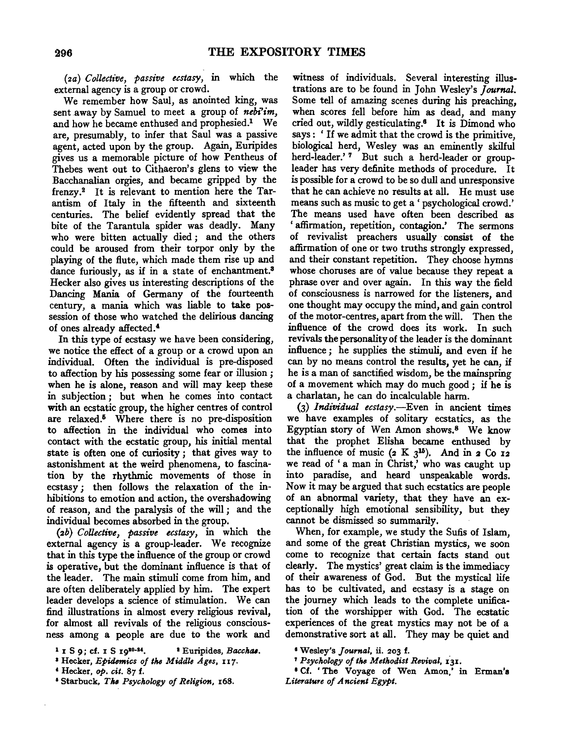(2*a*) *Collective, passive ecstasy*, in which the external agency is a group or crowd.

We remember how Saul, as anointed king, was sent away by Samuel to meet a group of *nebi'im*, and how he became enthused and prophesied.[1] We are, presumably, to infer that Saul was a passive agent, acted upon by the group. Again, Euripides gives us a memorable picture of how Pentheus of Thebes went out to Cithaeron's glens to view the Bacchanalian orgies, and became gripped by the frenzy.[2] It is relevant to mention here the Tarantism of Italy in the fifteenth and sixteenth centuries. The belief evidently spread that the bite of the Tarantula spider was deadly. Many who were bitten actually died; and the others could be aroused from their torpor only by the playing of the flute, which made them rise up and dance furiously, as if in a state of enchantment.[3] Hecker also gives us interesting descriptions of the Dancing Mania of Germany of the fourteenth century, a mania which was liable to take possession of those who watched the delirious dancing of ones already affected.[4]

In this type of ecstasy we have been considering, we notice the effect of a group or a crowd upon an individual. Often the individual is pre-disposed to affection by his possessing some fear or illusion; when he is alone, reason and will may keep these in subjection; but when he comes into contact with an ecstatic group, the higher centres of control are relaxed.[5] Where there is no pre-disposition to affection in the individual who comes into contact with the ecstatic group, his initial mental state is often one of curiosity; that gives way to astonishment at the weird phenomena, to fascination by the rhythmic movements of those in ecstasy; then follows the relaxation of the inhibitions to emotion and action, the overshadowing of reason, and the paralysis of the will; and the individual becomes absorbed in the group.

(2*b*) *Collective, passive ecstasy*, in which the external agency is a group-leader. We recognize that in this type the influence of the group or crowd is operative, but the dominant influence is that of the leader. The main stimuli come from him, and are often deliberately applied by him. The expert leader develops a science of stimulation. We can find illustrations in almost every religious revival, for almost all revivals of the religious consciousness among a people are due to the work and witness of individuals. Several interesting illustrations are to be found in John Wesley's *Journal*. Some tell of amazing scenes during his preaching, when scores fell before him as dead, and many cried out, wildly gesticulating.[6] It is Dimond who says: 'If we admit that the crowd is the primitive, biological herd, Wesley was an eminently skilful herd-leader.'[7] But such a herd-leader or group-leader has very definite methods of procedure. It is possible for a crowd to be so dull and unresponsive that he can achieve no results at all. He must use means such as music to get a 'psychological crowd.' The means used have often been described as 'affirmation, repetition, contagion.' The sermons of revivalist preachers usually consist of the affirmation of one or two truths strongly expressed, and their constant repetition. They choose hymns whose choruses are of value because they repeat a phrase over and over again. In this way the field of consciousness is narrowed for the listeners, and one thought may occupy the mind, and gain control of the motor-centres, apart from the will. Then the influence of the crowd does its work. In such revivals the personality of the leader is the dominant influence; he supplies the stimuli, and even if he can by no means control the results, yet he can, if he is a man of sanctified wisdom, be the mainspring of a movement which may do much good; if he is a charlatan, he can do incalculable harm.

(3) *Individual ecstasy*.—Even in ancient times we have examples of solitary ecstatics, as the Egyptian story of Wen Amon shows.[8] We know that the prophet Elisha became enthused by the influence of music (2 K 3[15]). And in 2 Co 12 we read of 'a man in Christ,' who was caught up into paradise, and heard unspeakable words. Now it may be argued that such ecstatics are people of an abnormal variety, that they have an exceptionally high emotional sensibility, but they cannot be dismissed so summarily.

When, for example, we study the Sufis of Islam, and some of the great Christian mystics, we soon come to recognize that certain facts stand out clearly. The mystics' great claim is the immediacy of their awareness of God. But the mystical life has to be cultivated, and ecstasy is a stage on the journey which leads to the complete unification of the worshipper with God. The ecstatic experiences of the great mystics may not be of a demonstrative sort at all. They may be quiet and

---

[1] 1 S 9; cf. 1 S 19[20-24].

[2] Euripides, *Bacchae*.

[3] Hecker, *Epidemics of the Middle Ages*, 117.

[4] Hecker, *op. cit.* 87 f.

[5] Starbuck, *The Psychology of Religion*, 168.

[6] Wesley's *Journal*, ii. 203 f.

[7] *Psychology of the Methodist Revival*, 131.

[8] Cf. 'The Voyage of Wen Amon,' in Erman's *Literature of Ancient Egypt*.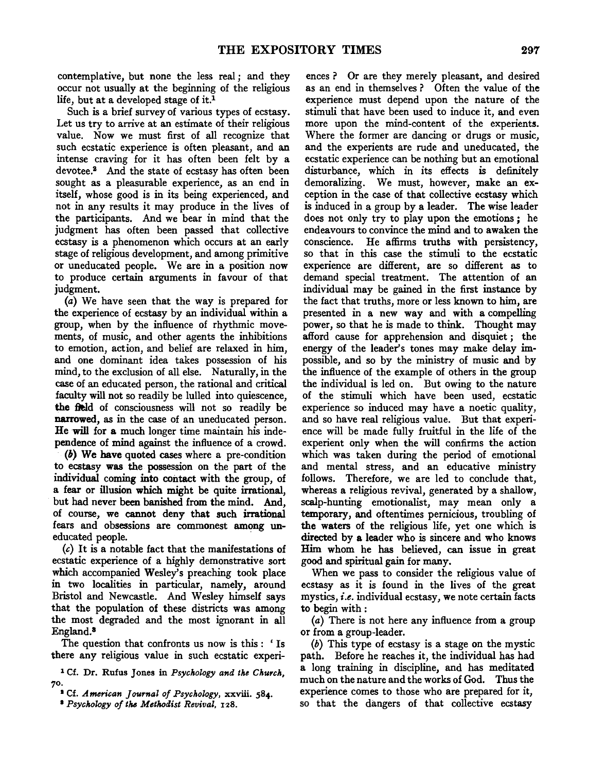contemplative, but none the less real; and they occur not usually at the beginning of the religious life, but at a developed stage of it.[1]

Such is a brief survey of various types of ecstasy. Let us try to arrive at an estimate of their religious value. Now we must first of all recognize that such ecstatic experience is often pleasant, and an intense craving for it has often been felt by a devotee.[2] And the state of ecstasy has often been sought as a pleasurable experience, as an end in itself, whose good is in its being experienced, and not in any results it may produce in the lives of the participants. And we bear in mind that the judgment has often been passed that collective ecstasy is a phenomenon which occurs at an early stage of religious development, and among primitive or uneducated people. We are in a position now to produce certain arguments in favour of that judgment.

(*a*) We have seen that the way is prepared for the experience of ecstasy by an individual within a group, when by the influence of rhythmic movements, of music, and other agents the inhibitions to emotion, action, and belief are relaxed in him, and one dominant idea takes possession of his mind, to the exclusion of all else. Naturally, in the case of an educated person, the rational and critical faculty will not so readily be lulled into quiescence, the field of consciousness will not so readily be narrowed, as in the case of an uneducated person. He will for a much longer time maintain his independence of mind against the influence of a crowd.

(*b*) We have quoted cases where a pre-condition to ecstasy was the possession on the part of the individual coming into contact with the group, of a fear or illusion which might be quite irrational, but had never been banished from the mind. And, of course, we cannot deny that such irrational fears and obsessions are commonest among uneducated people.

(*c*) It is a notable fact that the manifestations of ecstatic experience of a highly demonstrative sort which accompanied Wesley's preaching took place in two localities in particular, namely, around Bristol and Newcastle. And Wesley himself says that the population of these districts was among the most degraded and the most ignorant in all England.[3]

The question that confronts us now is this: 'Is there any religious value in such ecstatic experiences? Or are they merely pleasant, and desired as an end in themselves? Often the value of the experience must depend upon the nature of the stimuli that have been used to induce it, and even more upon the mind-content of the experients. Where the former are dancing or drugs or music, and the experients are rude and uneducated, the ecstatic experience can be nothing but an emotional disturbance, which in its effects is definitely demoralizing. We must, however, make an exception in the case of that collective ecstasy which is induced in a group by a leader. The wise leader does not only try to play upon the emotions; he endeavours to convince the mind and to awaken the conscience. He affirms truths with persistency, so that in this case the stimuli to the ecstatic experience are different, are so different as to demand special treatment. The attention of an individual may be gained in the first instance by the fact that truths, more or less known to him, are presented in a new way and with a compelling power, so that he is made to think. Thought may afford cause for apprehension and disquiet; the energy of the leader's tones may make delay impossible, and so by the ministry of music and by the influence of the example of others in the group the individual is led on. But owing to the nature of the stimuli which have been used, ecstatic experience so induced may have a noetic quality, and so have real religious value. But that experience will be made fully fruitful in the life of the experient only when the will confirms the action which was taken during the period of emotional and mental stress, and an educative ministry follows. Therefore, we are led to conclude that, whereas a religious revival, generated by a shallow, scalp-hunting emotionalist, may mean only a temporary, and oftentimes pernicious, troubling of the waters of the religious life, yet one which is directed by a leader who is sincere and who knows Him whom he has believed, can issue in great good and spiritual gain for many.

When we pass to consider the religious value of ecstasy as it is found in the lives of the great mystics, *i.e.* individual ecstasy, we note certain facts to begin with:

(*a*) There is not here any influence from a group or from a group-leader.

(*b*) This type of ecstasy is a stage on the mystic path. Before he reaches it, the individual has had a long training in discipline, and has meditated much on the nature and the works of God. Thus the experience comes to those who are prepared for it, so that the dangers of that collective ecstasy

[1] Cf. Dr. Rufus Jones in *Psychology and the Church*, 70.

[2] Cf. *American Journal of Psychology*, xxviii. 584.

[3] *Psychology of the Methodist Revival*, 128.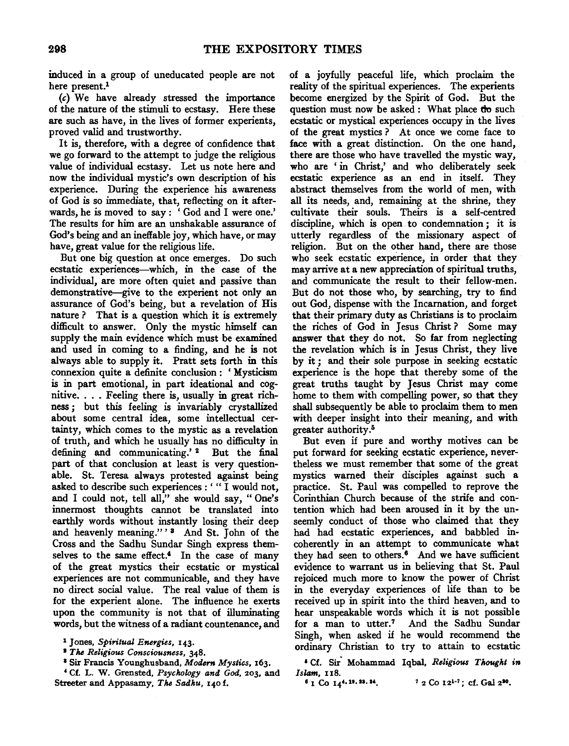induced in a group of uneducated people are not here present.[1]

(*c*) We have already stressed the importance of the nature of the stimuli to ecstasy. Here these are such as have, in the lives of former experients, proved valid and trustworthy.

It is, therefore, with a degree of confidence that we go forward to the attempt to judge the religious value of individual ecstasy. Let us note here and now the individual mystic's own description of his experience. During the experience his awareness of God is so immediate, that, reflecting on it afterwards, he is moved to say: 'God and I were one.' The results for him are an unshakable assurance of God's being and an ineffable joy, which have, or may have, great value for the religious life.

But one big question at once emerges. Do such ecstatic experiences—which, in the case of the individual, are more often quiet and passive than demonstrative—give to the experient not only an assurance of God's being, but a revelation of His nature? That is a question which it is extremely difficult to answer. Only the mystic himself can supply the main evidence which must be examined and used in coming to a finding, and he is not always able to supply it. Pratt sets forth in this connexion quite a definite conclusion: 'Mysticism is in part emotional, in part ideational and cognitive. . . . Feeling there is, usually in great richness; but this feeling is invariably crystallized about some central idea, some intellectual certainty, which comes to the mystic as a revelation of truth, and which he usually has no difficulty in defining and communicating.'[2] But the final part of that conclusion at least is very questionable. St. Teresa always protested against being asked to describe such experiences: '"I would not, and I could not, tell all," she would say, "One's innermost thoughts cannot be translated into earthly words without instantly losing their deep and heavenly meaning."'[3] And St. John of the Cross and the Sadhu Sundar Singh express themselves to the same effect.[4] In the case of many of the great mystics their ecstatic or mystical experiences are not communicable, and they have no direct social value. The real value of them is for the experient alone. The influence he exerts upon the community is not that of illuminating words, but the witness of a radiant countenance, and of a joyfully peaceful life, which proclaim the reality of the spiritual experiences. The experients become energized by the Spirit of God. But the question must now be asked: What place do such ecstatic or mystical experiences occupy in the lives of the great mystics? At once we come face to face with a great distinction. On the one hand, there are those who have travelled the mystic way, who are 'in Christ,' and who deliberately seek ecstatic experience as an end in itself. They abstract themselves from the world of men, with all its needs, and, remaining at the shrine, they cultivate their souls. Theirs is a self-centred discipline, which is open to condemnation; it is utterly regardless of the missionary aspect of religion. But on the other hand, there are those who seek ecstatic experience, in order that they may arrive at a new appreciation of spiritual truths, and communicate the result to their fellow-men. But do not those who, by searching, try to find out God, dispense with the Incarnation, and forget that their primary duty as Christians is to proclaim the riches of God in Jesus Christ? Some may answer that they do not. So far from neglecting the revelation which is in Jesus Christ, they live by it; and their sole purpose in seeking ecstatic experience is the hope that thereby some of the great truths taught by Jesus Christ may come home to them with compelling power, so that they shall subsequently be able to proclaim them to men with deeper insight into their meaning, and with greater authority.[5]

But even if pure and worthy motives can be put forward for seeking ecstatic experience, nevertheless we must remember that some of the great mystics warned their disciples against such a practice. St. Paul was compelled to reprove the Corinthian Church because of the strife and contention which had been aroused in it by the unseemly conduct of those who claimed that they had had ecstatic experiences, and babbled incoherently in an attempt to communicate what they had seen to others.[6] And we have sufficient evidence to warrant us in believing that St. Paul rejoiced much more to know the power of Christ in the everyday experiences of life than to be received up in spirit into the third heaven, and to hear unspeakable words which it is not possible for a man to utter.[7] And the Sadhu Sundar Singh, when asked if he would recommend the ordinary Christian to try to attain to ecstatic

---

[1] Jones, *Spiritual Energies*, 143.

[2] *The Religious Consciousness*, 348.

[3] Sir Francis Younghusband, *Modern Mystics*, 163.

[4] Cf. L. W. Grensted, *Psychology and God*, 203, and Streeter and Appasamy, *The Sadhu*, 140 f.

[5] Cf. Sir Mohammad Iqbal, *Religious Thought in Islam*, 118.

[6] 1 Co 14[4, 19, 23, 24].

[7] 2 Co 12[1-7]; cf. Gal 2[20].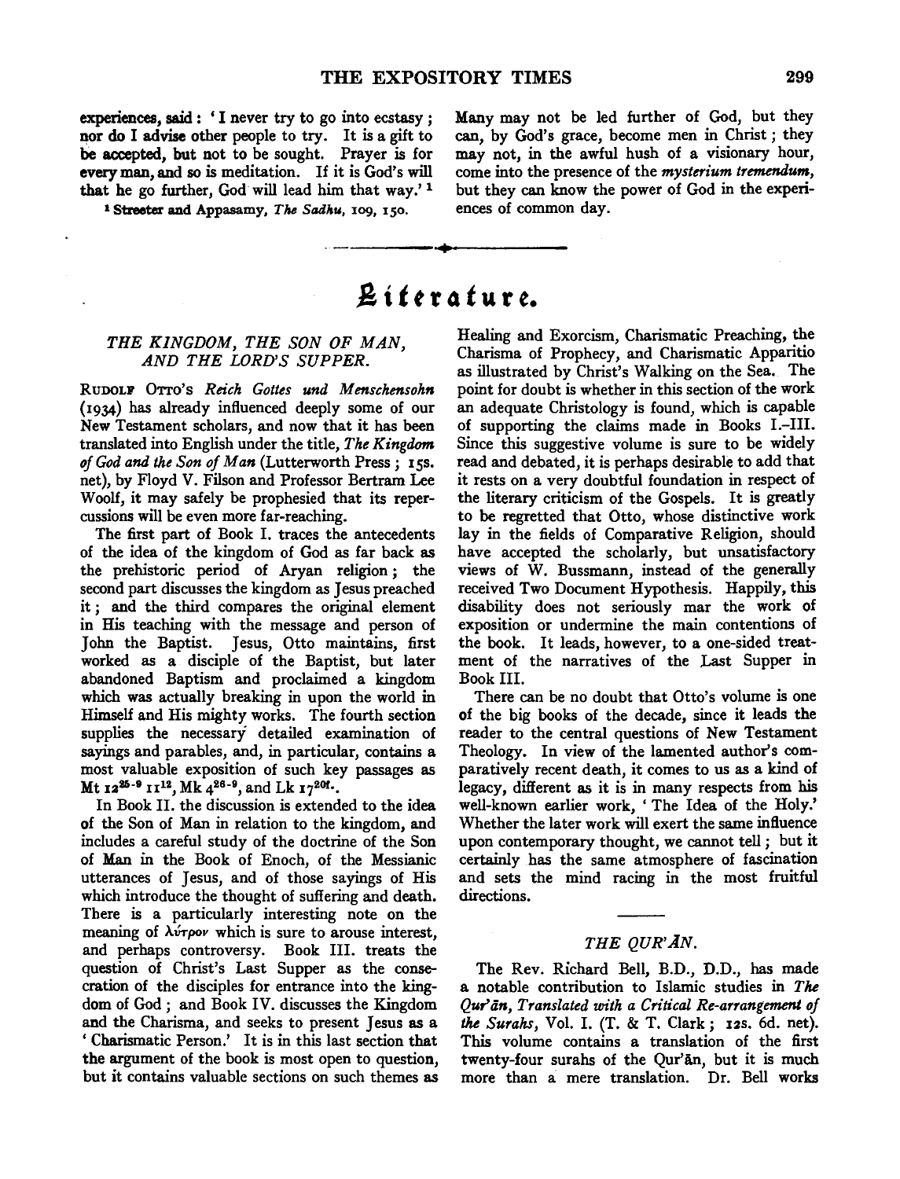experiences, said: 'I never try to go into ecstasy; nor do I advise other people to try. It is a gift to be accepted, but not to be sought. Prayer is for every man, and so is meditation. If it is God's will that he go further, God will lead him that way.'[1]

[1] Streeter and Appasamy, *The Sadhu*, 109, 150.

Many may not be led further of God, but they can, by God's grace, become men in Christ; they may not, in the awful hush of a visionary hour, come into the presence of the ***mysterium tremendum***, but they can know the power of God in the experiences of common day.

---

# Literature.

## *THE KINGDOM, THE SON OF MAN, AND THE LORD'S SUPPER.*

RUDOLF OTTO'S *Reich Gottes und Menschensohn* (1934) has already influenced deeply some of our New Testament scholars, and now that it has been translated into English under the title, *The Kingdom of God and the Son of Man* (Lutterworth Press; 15s. net), by Floyd V. Filson and Professor Bertram Lee Woolf, it may safely be prophesied that its repercussions will be even more far-reaching.

The first part of Book I. traces the antecedents of the idea of the kingdom of God as far back as the prehistoric period of Aryan religion; the second part discusses the kingdom as Jesus preached it; and the third compares the original element in His teaching with the message and person of John the Baptist. Jesus, Otto maintains, first worked as a disciple of the Baptist, but later abandoned Baptism and proclaimed a kingdom which was actually breaking in upon the world in Himself and His mighty works. The fourth section supplies the necessary detailed examination of sayings and parables, and, in particular, contains a most valuable exposition of such key passages as Mt $12^{25-9}$ $11^{12}$, Mk $4^{26-9}$, and Lk $17^{20f.}$.

In Book II. the discussion is extended to the idea of the Son of Man in relation to the kingdom, and includes a careful study of the doctrine of the Son of Man in the Book of Enoch, of the Messianic utterances of Jesus, and of those sayings of His which introduce the thought of suffering and death. There is a particularly interesting note on the meaning of λύτρον which is sure to arouse interest, and perhaps controversy. Book III. treats the question of Christ's Last Supper as the consecration of the disciples for entrance into the kingdom of God; and Book IV. discusses the Kingdom and the Charisma, and seeks to present Jesus as a 'Charismatic Person.' It is in this last section that the argument of the book is most open to question, but it contains valuable sections on such themes as Healing and Exorcism, Charismatic Preaching, the Charisma of Prophecy, and Charismatic Apparitio as illustrated by Christ's Walking on the Sea. The point for doubt is whether in this section of the work an adequate Christology is found, which is capable of supporting the claims made in Books I.–III. Since this suggestive volume is sure to be widely read and debated, it is perhaps desirable to add that it rests on a very doubtful foundation in respect of the literary criticism of the Gospels. It is greatly to be regretted that Otto, whose distinctive work lay in the fields of Comparative Religion, should have accepted the scholarly, but unsatisfactory views of W. Bussmann, instead of the generally received Two Document Hypothesis. Happily, this disability does not seriously mar the work of exposition or undermine the main contentions of the book. It leads, however, to a one-sided treatment of the narratives of the Last Supper in Book III.

There can be no doubt that Otto's volume is one of the big books of the decade, since it leads the reader to the central questions of New Testament Theology. In view of the lamented author's comparatively recent death, it comes to us as a kind of legacy, different as it is in many respects from his well-known earlier work, 'The Idea of the Holy.' Whether the later work will exert the same influence upon contemporary thought, we cannot tell; but it certainly has the same atmosphere of fascination and sets the mind racing in the most fruitful directions.

## *THE QUR'ĀN.*

The Rev. Richard Bell, B.D., D.D., has made a notable contribution to Islamic studies in *The Qur'ān, Translated with a Critical Re-arrangement of the Surahs*, Vol. I. (T. & T. Clark; 12s. 6d. net). This volume contains a translation of the first twenty-four surahs of the Qur'ān, but it is much more than a mere translation. Dr. Bell works